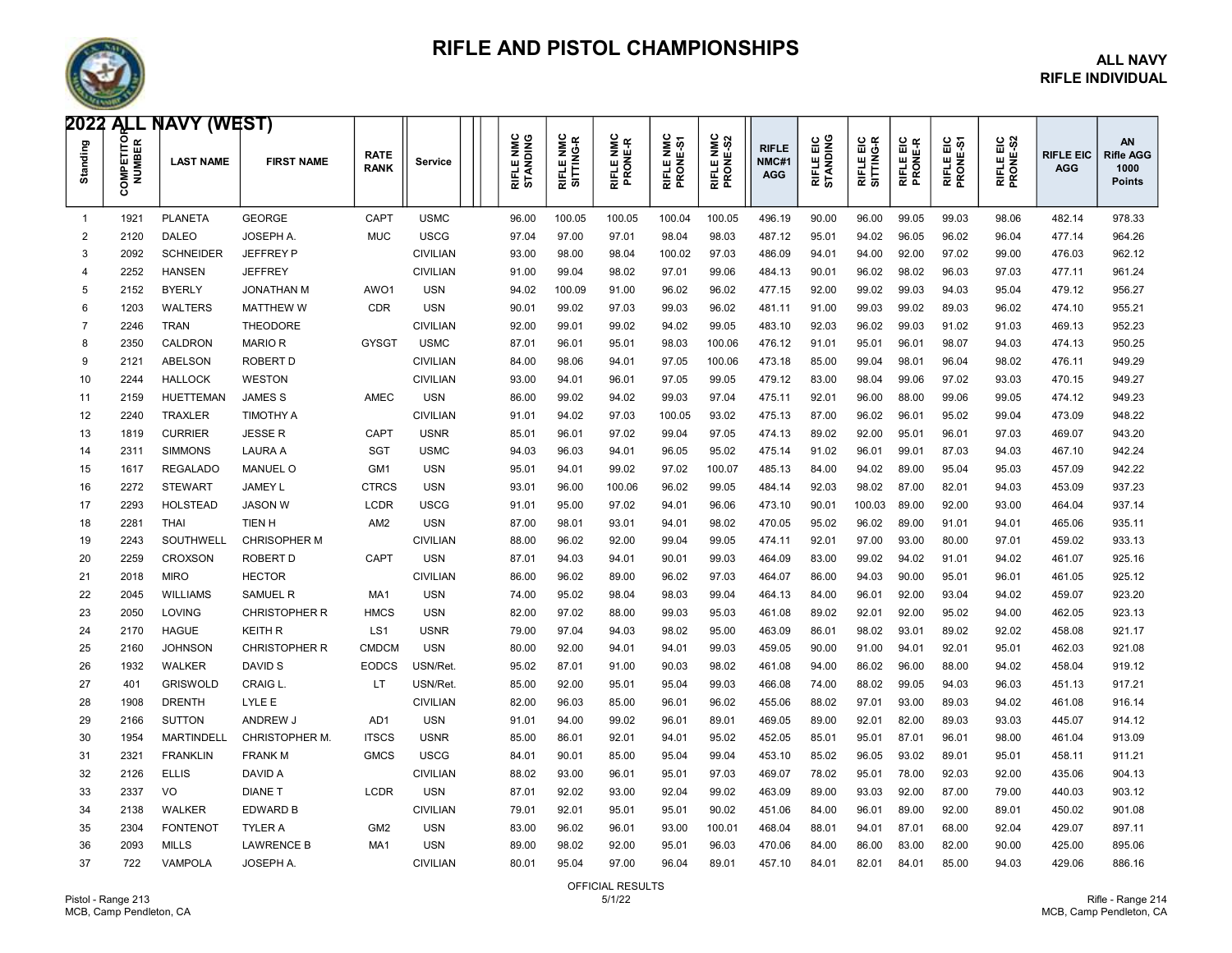# RIFLE AND PISTOL CHAMPIONSHIPS

**ALL NAVY**
**RIFLE INDIVIDUAL**

## 2022 ALL NAVY (WEST)

| Standing | COMPETITOR NUMBER | LAST NAME | FIRST NAME | RATE RANK | Service | RIFLE NMC STANDING | RIFLE NMC SITTING-R | RIFLE NMC PRONE-R | RIFLE NMC PRONE-S1 | RIFLE NMC PRONE-S2 | RIFLE NMC#1 AGG | RIFLE EIC STANDING | RIFLE EIC SITTING-R | RIFLE EIC PRONE-R | RIFLE EIC PRONE-S1 | RIFLE EIC PRONE-S2 | RIFLE EIC AGG | AN Rifle AGG 1000 Points |
|---|---|---|---|---|---|---|---|---|---|---|---|---|---|---|---|---|---|---|
| 1 | 1921 | PLANETA | GEORGE | CAPT | USMC | 96.00 | 100.05 | 100.05 | 100.04 | 100.05 | 496.19 | 90.00 | 96.00 | 99.05 | 99.03 | 98.06 | 482.14 | 978.33 |
| 2 | 2120 | DALEO | JOSEPH A. | MUC | USCG | 97.04 | 97.00 | 97.01 | 98.04 | 98.03 | 487.12 | 95.01 | 94.02 | 96.05 | 96.02 | 96.04 | 477.14 | 964.26 |
| 3 | 2092 | SCHNEIDER | JEFFREY P |  | CIVILIAN | 93.00 | 98.00 | 98.04 | 100.02 | 97.03 | 486.09 | 94.01 | 94.00 | 92.00 | 97.02 | 99.00 | 476.03 | 962.12 |
| 4 | 2252 | HANSEN | JEFFREY |  | CIVILIAN | 91.00 | 99.04 | 98.02 | 97.01 | 99.06 | 484.13 | 90.01 | 96.02 | 98.02 | 96.03 | 97.03 | 477.11 | 961.24 |
| 5 | 2152 | BYERLY | JONATHAN M | AWO1 | USN | 94.02 | 100.09 | 91.00 | 96.02 | 96.02 | 477.15 | 92.00 | 99.02 | 99.03 | 94.03 | 95.04 | 479.12 | 956.27 |
| 6 | 1203 | WALTERS | MATTHEW W | CDR | USN | 90.01 | 99.02 | 97.03 | 99.03 | 96.02 | 481.11 | 91.00 | 99.03 | 99.02 | 89.03 | 96.02 | 474.10 | 955.21 |
| 7 | 2246 | TRAN | THEODORE |  | CIVILIAN | 92.00 | 99.01 | 99.02 | 94.02 | 99.05 | 483.10 | 92.03 | 96.02 | 99.03 | 91.02 | 91.03 | 469.13 | 952.23 |
| 8 | 2350 | CALDRON | MARIO R | GYSGT | USMC | 87.01 | 96.01 | 95.01 | 98.03 | 100.06 | 476.12 | 91.01 | 95.01 | 96.01 | 98.07 | 94.03 | 474.13 | 950.25 |
| 9 | 2121 | ABELSON | ROBERT D |  | CIVILIAN | 84.00 | 98.06 | 94.01 | 97.05 | 100.06 | 473.18 | 85.00 | 99.04 | 98.01 | 96.04 | 98.02 | 476.11 | 949.29 |
| 10 | 2244 | HALLOCK | WESTON |  | CIVILIAN | 93.00 | 94.01 | 96.01 | 97.05 | 99.05 | 479.12 | 83.00 | 98.04 | 99.06 | 97.02 | 93.03 | 470.15 | 949.27 |
| 11 | 2159 | HUETTEMAN | JAMES S | AMEC | USN | 86.00 | 99.02 | 94.02 | 99.03 | 97.04 | 475.11 | 92.01 | 96.00 | 88.00 | 99.06 | 99.05 | 474.12 | 949.23 |
| 12 | 2240 | TRAXLER | TIMOTHY A |  | CIVILIAN | 91.01 | 94.02 | 97.03 | 100.05 | 93.02 | 475.13 | 87.00 | 96.02 | 96.01 | 95.02 | 99.04 | 473.09 | 948.22 |
| 13 | 1819 | CURRIER | JESSE R | CAPT | USNR | 85.01 | 96.01 | 97.02 | 99.04 | 97.05 | 474.13 | 89.02 | 92.00 | 95.01 | 96.01 | 97.03 | 469.07 | 943.20 |
| 14 | 2311 | SIMMONS | LAURA A | SGT | USMC | 94.03 | 96.03 | 94.01 | 96.05 | 95.02 | 475.14 | 91.02 | 96.01 | 99.01 | 87.03 | 94.03 | 467.10 | 942.24 |
| 15 | 1617 | REGALADO | MANUEL O | GM1 | USN | 95.01 | 94.01 | 99.02 | 97.02 | 100.07 | 485.13 | 84.00 | 94.02 | 89.00 | 95.04 | 95.03 | 457.09 | 942.22 |
| 16 | 2272 | STEWART | JAMEY L | CTRCS | USN | 93.01 | 96.00 | 100.06 | 96.02 | 99.05 | 484.14 | 92.03 | 98.02 | 87.00 | 82.01 | 94.03 | 453.09 | 937.23 |
| 17 | 2293 | HOLSTEAD | JASON W | LCDR | USCG | 91.01 | 95.00 | 97.02 | 94.01 | 96.06 | 473.10 | 90.01 | 100.03 | 89.00 | 92.00 | 93.00 | 464.04 | 937.14 |
| 18 | 2281 | THAI | TIEN H | AM2 | USN | 87.00 | 98.01 | 93.01 | 94.01 | 98.02 | 470.05 | 95.02 | 96.02 | 89.00 | 91.01 | 94.01 | 465.06 | 935.11 |
| 19 | 2243 | SOUTHWELL | CHRISOPHER M |  | CIVILIAN | 88.00 | 96.02 | 92.00 | 99.04 | 99.05 | 474.11 | 92.01 | 97.00 | 93.00 | 80.00 | 97.01 | 459.02 | 933.13 |
| 20 | 2259 | CROXSON | ROBERT D | CAPT | USN | 87.01 | 94.03 | 94.01 | 90.01 | 99.03 | 464.09 | 83.00 | 99.02 | 94.02 | 91.01 | 94.02 | 461.07 | 925.16 |
| 21 | 2018 | MIRO | HECTOR |  | CIVILIAN | 86.00 | 96.02 | 89.00 | 96.02 | 97.03 | 464.07 | 86.00 | 94.03 | 90.00 | 95.01 | 96.01 | 461.05 | 925.12 |
| 22 | 2045 | WILLIAMS | SAMUEL R | MA1 | USN | 74.00 | 95.02 | 98.04 | 98.03 | 99.04 | 464.13 | 84.00 | 96.01 | 92.00 | 93.04 | 94.02 | 459.07 | 923.20 |
| 23 | 2050 | LOVING | CHRISTOPHER R | HMCS | USN | 82.00 | 97.02 | 88.00 | 99.03 | 95.03 | 461.08 | 89.02 | 92.01 | 92.00 | 95.02 | 94.00 | 462.05 | 923.13 |
| 24 | 2170 | HAGUE | KEITH R | LS1 | USNR | 79.00 | 97.04 | 94.03 | 98.02 | 95.00 | 463.09 | 86.01 | 98.02 | 93.01 | 89.02 | 92.02 | 458.08 | 921.17 |
| 25 | 2160 | JOHNSON | CHRISTOPHER R | CMDCM | USN | 80.00 | 92.00 | 94.01 | 94.01 | 99.03 | 459.05 | 90.00 | 91.00 | 94.01 | 92.01 | 95.01 | 462.03 | 921.08 |
| 26 | 1932 | WALKER | DAVID S | EODCS | USN/Ret. | 95.02 | 87.01 | 91.00 | 90.03 | 98.02 | 461.08 | 94.00 | 86.02 | 96.00 | 88.00 | 94.02 | 458.04 | 919.12 |
| 27 | 401 | GRISWOLD | CRAIG L. | LT | USN/Ret. | 85.00 | 92.00 | 95.01 | 95.04 | 99.03 | 466.08 | 74.00 | 88.02 | 99.05 | 94.03 | 96.03 | 451.13 | 917.21 |
| 28 | 1908 | DRENTH | LYLE E |  | CIVILIAN | 82.00 | 96.03 | 85.00 | 96.01 | 96.02 | 455.06 | 88.02 | 97.01 | 93.00 | 89.03 | 94.02 | 461.08 | 916.14 |
| 29 | 2166 | SUTTON | ANDREW J | AD1 | USN | 91.01 | 94.00 | 99.02 | 96.01 | 89.01 | 469.05 | 89.00 | 92.01 | 82.00 | 89.03 | 93.03 | 445.07 | 914.12 |
| 30 | 1954 | MARTINDELL | CHRISTOPHER M. | ITSCS | USNR | 85.00 | 86.01 | 92.01 | 94.01 | 95.02 | 452.05 | 85.01 | 95.01 | 87.01 | 96.01 | 98.00 | 461.04 | 913.09 |
| 31 | 2321 | FRANKLIN | FRANK M | GMCS | USCG | 84.01 | 90.01 | 85.00 | 95.04 | 99.04 | 453.10 | 85.02 | 96.05 | 93.02 | 89.01 | 95.01 | 458.11 | 911.21 |
| 32 | 2126 | ELLIS | DAVID A |  | CIVILIAN | 88.02 | 93.00 | 96.01 | 95.01 | 97.03 | 469.07 | 78.02 | 95.01 | 78.00 | 92.03 | 92.00 | 435.06 | 904.13 |
| 33 | 2337 | VO | DIANE T | LCDR | USN | 87.01 | 92.02 | 93.00 | 92.04 | 99.02 | 463.09 | 89.00 | 93.03 | 92.00 | 87.00 | 79.00 | 440.03 | 903.12 |
| 34 | 2138 | WALKER | EDWARD B |  | CIVILIAN | 79.01 | 92.01 | 95.01 | 95.01 | 90.02 | 451.06 | 84.00 | 96.01 | 89.00 | 92.00 | 89.01 | 450.02 | 901.08 |
| 35 | 2304 | FONTENOT | TYLER A | GM2 | USN | 83.00 | 96.02 | 96.01 | 93.00 | 100.01 | 468.04 | 88.01 | 94.01 | 87.01 | 68.00 | 92.04 | 429.07 | 897.11 |
| 36 | 2093 | MILLS | LAWRENCE B | MA1 | USN | 89.00 | 98.02 | 92.00 | 95.01 | 96.03 | 470.06 | 84.00 | 86.00 | 83.00 | 82.00 | 90.00 | 425.00 | 895.06 |
| 37 | 722 | VAMPOLA | JOSEPH A. |  | CIVILIAN | 80.01 | 95.04 | 97.00 | 96.04 | 89.01 | 457.10 | 84.01 | 82.01 | 84.01 | 85.00 | 94.03 | 429.06 | 886.16 |

Pistol - Range 213
MCB, Camp Pendleton, CA

OFFICIAL RESULTS
5/1/22

Rifle - Range 214
MCB, Camp Pendleton, CA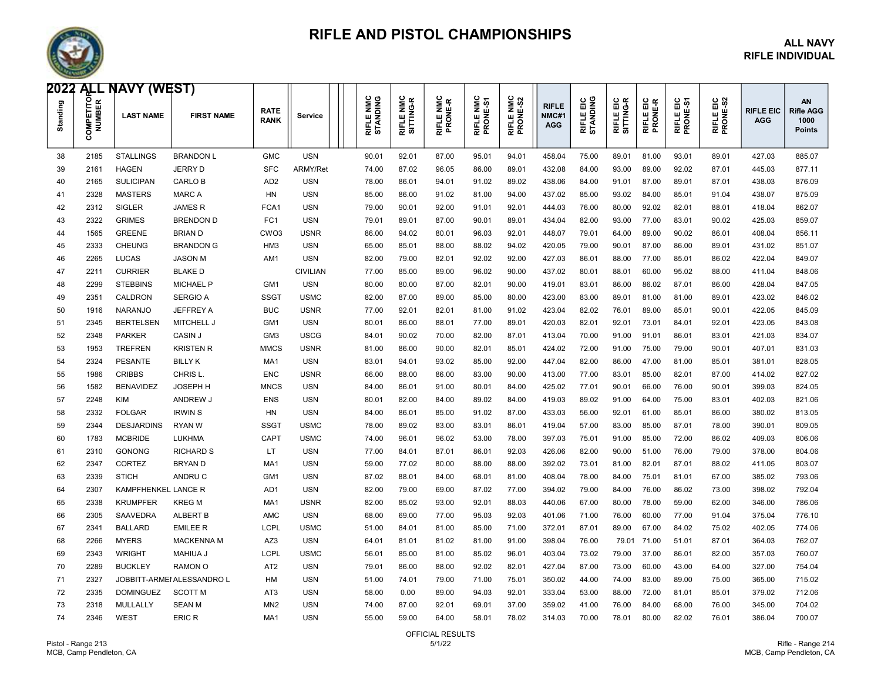# RIFLE AND PISTOL CHAMPIONSHIPS

**ALL NAVY**
**RIFLE INDIVIDUAL**

## 2022 ALL NAVY (WEST)

| Standing | COMPETITOR NUMBER | LAST NAME | FIRST NAME | RATE RANK | Service | RIFLE NMC STANDING | RIFLE NMC SITTING-R | RIFLE NMC PRONE-R | RIFLE NMC PRONE-S1 | RIFLE NMC PRONE-S2 | RIFLE NMC#1 AGG | RIFLE EIC STANDING | RIFLE EIC SITTING-R | RIFLE EIC PRONE-R | RIFLE EIC PRONE-S1 | RIFLE EIC PRONE-S2 | RIFLE EIC AGG | AN Rifle AGG 1000 Points |
|---|---|---|---|---|---|---|---|---|---|---|---|---|---|---|---|---|---|---|
| 38 | 2185 | STALLINGS | BRANDON L | GMC | USN | 90.01 | 92.01 | 87.00 | 95.01 | 94.01 | 458.04 | 75.00 | 89.01 | 81.00 | 93.01 | 89.01 | 427.03 | 885.07 |
| 39 | 2161 | HAGEN | JERRY D | SFC | ARMY/Ret | 74.00 | 87.02 | 96.05 | 86.00 | 89.01 | 432.08 | 84.00 | 93.00 | 89.00 | 92.02 | 87.01 | 445.03 | 877.11 |
| 40 | 2165 | SULICIPAN | CARLO B | AD2 | USN | 78.00 | 86.01 | 94.01 | 91.02 | 89.02 | 438.06 | 84.00 | 91.01 | 87.00 | 89.01 | 87.01 | 438.03 | 876.09 |
| 41 | 2328 | MASTERS | MARC A | HN | USN | 85.00 | 86.00 | 91.02 | 81.00 | 94.00 | 437.02 | 85.00 | 93.02 | 84.00 | 85.01 | 91.04 | 438.07 | 875.09 |
| 42 | 2312 | SIGLER | JAMES R | FCA1 | USN | 79.00 | 90.01 | 92.00 | 91.01 | 92.01 | 444.03 | 76.00 | 80.00 | 92.02 | 82.01 | 88.01 | 418.04 | 862.07 |
| 43 | 2322 | GRIMES | BRENDON D | FC1 | USN | 79.01 | 89.01 | 87.00 | 90.01 | 89.01 | 434.04 | 82.00 | 93.00 | 77.00 | 83.01 | 90.02 | 425.03 | 859.07 |
| 44 | 1565 | GREENE | BRIAN D | CWO3 | USNR | 86.00 | 94.02 | 80.01 | 96.03 | 92.01 | 448.07 | 79.01 | 64.00 | 89.00 | 90.02 | 86.01 | 408.04 | 856.11 |
| 45 | 2333 | CHEUNG | BRANDON G | HM3 | USN | 65.00 | 85.01 | 88.00 | 88.02 | 94.02 | 420.05 | 79.00 | 90.01 | 87.00 | 86.00 | 89.01 | 431.02 | 851.07 |
| 46 | 2265 | LUCAS | JASON M | AM1 | USN | 82.00 | 79.00 | 82.01 | 92.02 | 92.00 | 427.03 | 86.01 | 88.00 | 77.00 | 85.01 | 86.02 | 422.04 | 849.07 |
| 47 | 2211 | CURRIER | BLAKE D | | CIVILIAN | 77.00 | 85.00 | 89.00 | 96.02 | 90.00 | 437.02 | 80.01 | 88.01 | 60.00 | 95.02 | 88.00 | 411.04 | 848.06 |
| 48 | 2299 | STEBBINS | MICHAEL P | GM1 | USN | 80.00 | 80.00 | 87.00 | 82.01 | 90.00 | 419.01 | 83.01 | 86.00 | 86.02 | 87.01 | 86.00 | 428.04 | 847.05 |
| 49 | 2351 | CALDRON | SERGIO A | SSGT | USMC | 82.00 | 87.00 | 89.00 | 85.00 | 80.00 | 423.00 | 83.00 | 89.01 | 81.00 | 81.00 | 89.01 | 423.02 | 846.02 |
| 50 | 1916 | NARANJO | JEFFREY A | BUC | USNR | 77.00 | 92.01 | 82.01 | 81.00 | 91.02 | 423.04 | 82.02 | 76.01 | 89.00 | 85.01 | 90.01 | 422.05 | 845.09 |
| 51 | 2345 | BERTELSEN | MITCHELL J | GM1 | USN | 80.01 | 86.00 | 88.01 | 77.00 | 89.01 | 420.03 | 82.01 | 92.01 | 73.01 | 84.01 | 92.01 | 423.05 | 843.08 |
| 52 | 2348 | PARKER | CASIN J | GM3 | USCG | 84.01 | 90.02 | 70.00 | 82.00 | 87.01 | 413.04 | 70.00 | 91.00 | 91.01 | 86.01 | 83.01 | 421.03 | 834.07 |
| 53 | 1953 | TREFREN | KRISTEN R | MMCS | USNR | 81.00 | 86.00 | 90.00 | 82.01 | 85.01 | 424.02 | 72.00 | 91.00 | 75.00 | 79.00 | 90.01 | 407.01 | 831.03 |
| 54 | 2324 | PESANTE | BILLY K | MA1 | USN | 83.01 | 94.01 | 93.02 | 85.00 | 92.00 | 447.04 | 82.00 | 86.00 | 47.00 | 81.00 | 85.01 | 381.01 | 828.05 |
| 55 | 1986 | CRIBBS | CHRIS L. | ENC | USNR | 66.00 | 88.00 | 86.00 | 83.00 | 90.00 | 413.00 | 77.00 | 83.01 | 85.00 | 82.01 | 87.00 | 414.02 | 827.02 |
| 56 | 1582 | BENAVIDEZ | JOSEPH H | MNCS | USN | 84.00 | 86.01 | 91.00 | 80.01 | 84.00 | 425.02 | 77.01 | 90.01 | 66.00 | 76.00 | 90.01 | 399.03 | 824.05 |
| 57 | 2248 | KIM | ANDREW J | ENS | USN | 80.01 | 82.00 | 84.00 | 89.02 | 84.00 | 419.03 | 89.02 | 91.00 | 64.00 | 75.00 | 83.01 | 402.03 | 821.06 |
| 58 | 2332 | FOLGAR | IRWIN S | HN | USN | 84.00 | 86.01 | 85.00 | 91.02 | 87.00 | 433.03 | 56.00 | 92.01 | 61.00 | 85.01 | 86.00 | 380.02 | 813.05 |
| 59 | 2344 | DESJARDINS | RYAN W | SSGT | USMC | 78.00 | 89.02 | 83.00 | 83.01 | 86.01 | 419.04 | 57.00 | 83.00 | 85.00 | 87.01 | 78.00 | 390.01 | 809.05 |
| 60 | 1783 | MCBRIDE | LUKHMA | CAPT | USMC | 74.00 | 96.01 | 96.02 | 53.00 | 78.00 | 397.03 | 75.01 | 91.00 | 85.00 | 72.00 | 86.02 | 409.03 | 806.06 |
| 61 | 2310 | GONONG | RICHARD S | LT | USN | 77.00 | 84.01 | 87.01 | 86.01 | 92.03 | 426.06 | 82.00 | 90.00 | 51.00 | 76.00 | 79.00 | 378.00 | 804.06 |
| 62 | 2347 | CORTEZ | BRYAN D | MA1 | USN | 59.00 | 77.02 | 80.00 | 88.00 | 88.00 | 392.02 | 73.01 | 81.00 | 82.01 | 87.01 | 88.02 | 411.05 | 803.07 |
| 63 | 2339 | STICH | ANDRU C | GM1 | USN | 87.02 | 88.01 | 84.00 | 68.01 | 81.00 | 408.04 | 78.00 | 84.00 | 75.01 | 81.01 | 67.00 | 385.02 | 793.06 |
| 64 | 2307 | KAMPFHENKEL | LANCE R | AD1 | USN | 82.00 | 79.00 | 69.00 | 87.02 | 77.00 | 394.02 | 79.00 | 84.00 | 76.00 | 86.02 | 73.00 | 398.02 | 792.04 |
| 65 | 2338 | KRUMPFER | KREG M | MA1 | USNR | 82.00 | 85.02 | 93.00 | 92.01 | 88.03 | 440.06 | 67.00 | 80.00 | 78.00 | 59.00 | 62.00 | 346.00 | 786.06 |
| 66 | 2305 | SAAVEDRA | ALBERT B | AMC | USN | 68.00 | 69.00 | 77.00 | 95.03 | 92.03 | 401.06 | 71.00 | 76.00 | 60.00 | 77.00 | 91.04 | 375.04 | 776.10 |
| 67 | 2341 | BALLARD | EMILEE R | LCPL | USMC | 51.00 | 84.01 | 81.00 | 85.00 | 71.00 | 372.01 | 87.01 | 89.00 | 67.00 | 84.02 | 75.02 | 402.05 | 774.06 |
| 68 | 2266 | MYERS | MACKENNA M | AZ3 | USN | 64.01 | 81.01 | 81.02 | 81.00 | 91.00 | 398.04 | 76.00 | 79.01 | 71.00 | 51.01 | 87.01 | 364.03 | 762.07 |
| 69 | 2343 | WRIGHT | MAHIUA J | LCPL | USMC | 56.01 | 85.00 | 81.00 | 85.02 | 96.01 | 403.04 | 73.02 | 79.00 | 37.00 | 86.01 | 82.00 | 357.03 | 760.07 |
| 70 | 2289 | BUCKLEY | RAMON O | AT2 | USN | 79.01 | 86.00 | 88.00 | 92.02 | 82.01 | 427.04 | 87.00 | 73.00 | 60.00 | 43.00 | 64.00 | 327.00 | 754.04 |
| 71 | 2327 | JOBBITT-ARMEI | ALESSANDRO L | HM | USN | 51.00 | 74.01 | 79.00 | 71.00 | 75.01 | 350.02 | 44.00 | 74.00 | 83.00 | 89.00 | 75.00 | 365.00 | 715.02 |
| 72 | 2335 | DOMINGUEZ | SCOTT M | AT3 | USN | 58.00 | 0.00 | 89.00 | 94.03 | 92.01 | 333.04 | 53.00 | 88.00 | 72.00 | 81.01 | 85.01 | 379.02 | 712.06 |
| 73 | 2318 | MULLALLY | SEAN M | MN2 | USN | 74.00 | 87.00 | 92.01 | 69.01 | 37.00 | 359.02 | 41.00 | 76.00 | 84.00 | 68.00 | 76.00 | 345.00 | 704.02 |
| 74 | 2346 | WEST | ERIC R | MA1 | USN | 55.00 | 59.00 | 64.00 | 58.01 | 78.02 | 314.03 | 70.00 | 78.01 | 80.00 | 82.02 | 76.01 | 386.04 | 700.07 |

Pistol - Range 213
MCB, Camp Pendleton, CA

OFFICIAL RESULTS
5/1/22

Rifle - Range 214
MCB, Camp Pendleton, CA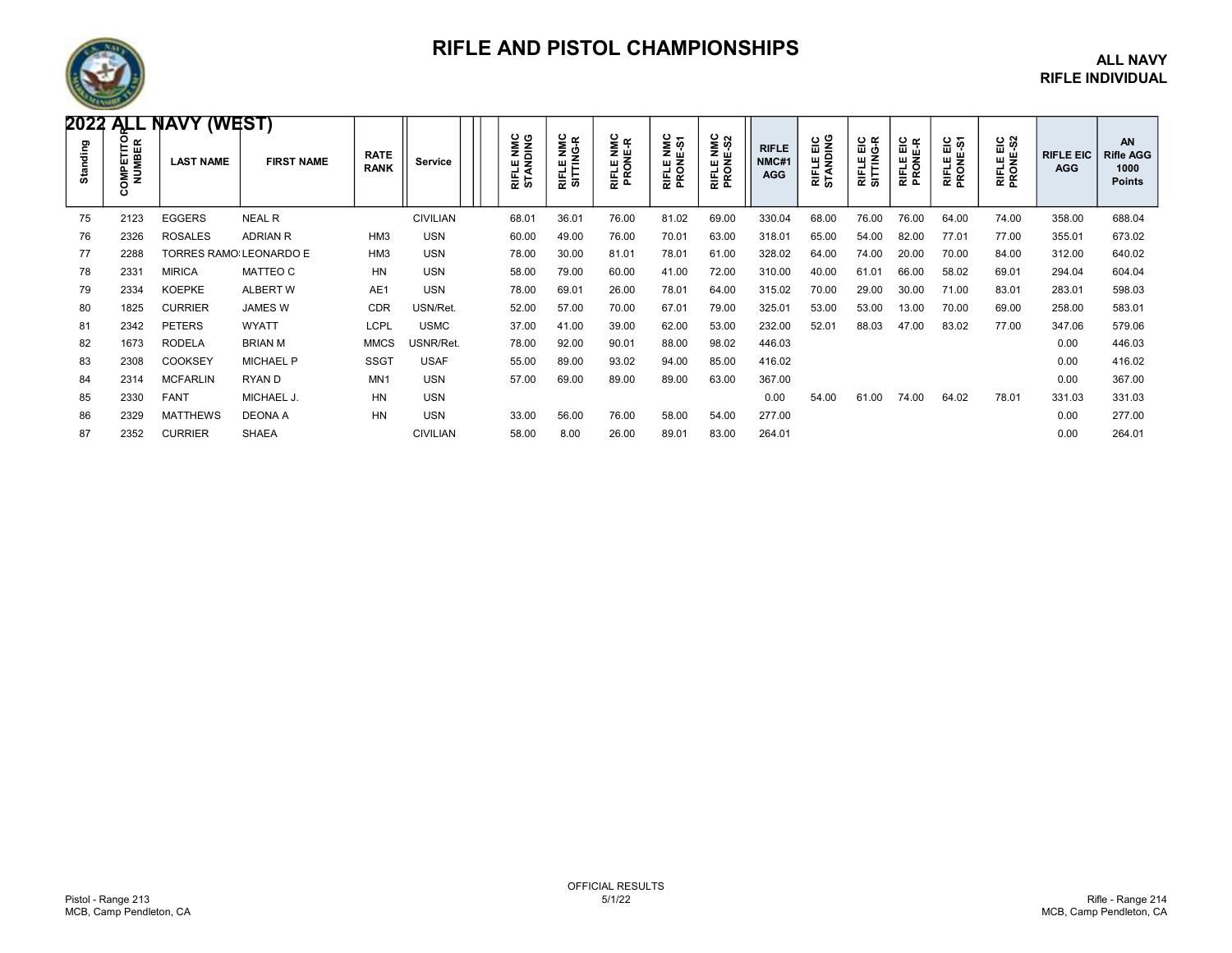# RIFLE AND PISTOL CHAMPIONSHIPS

**ALL NAVY**
**RIFLE INDIVIDUAL**

## 2022 ALL NAVY (WEST)

| Standing | COMPETITOR NUMBER | LAST NAME | FIRST NAME | RATE RANK | Service | RIFLE NMC STANDING | RIFLE NMC SITTING-R | RIFLE NMC PRONE-R | RIFLE NMC PRONE-S1 | RIFLE NMC PRONE-S2 | RIFLE NMC#1 AGG | RIFLE EIC STANDING | RIFLE EIC SITTING-R | RIFLE EIC PRONE-R | RIFLE EIC PRONE-S1 | RIFLE EIC PRONE-S2 | RIFLE EIC AGG | AN Rifle AGG 1000 Points |
|---|---|---|---|---|---|---|---|---|---|---|---|---|---|---|---|---|---|---|
| 75 | 2123 | EGGERS | NEAL R | | CIVILIAN | 68.01 | 36.01 | 76.00 | 81.02 | 69.00 | 330.04 | 68.00 | 76.00 | 76.00 | 64.00 | 74.00 | 358.00 | 688.04 |
| 76 | 2326 | ROSALES | ADRIAN R | HM3 | USN | 60.00 | 49.00 | 76.00 | 70.01 | 63.00 | 318.01 | 65.00 | 54.00 | 82.00 | 77.01 | 77.00 | 355.01 | 673.02 |
| 77 | 2288 | TORRES RAMO: | LEONARDO E | HM3 | USN | 78.00 | 30.00 | 81.01 | 78.01 | 61.00 | 328.02 | 64.00 | 74.00 | 20.00 | 70.00 | 84.00 | 312.00 | 640.02 |
| 78 | 2331 | MIRICA | MATTEO C | HN | USN | 58.00 | 79.00 | 60.00 | 41.00 | 72.00 | 310.00 | 40.00 | 61.01 | 66.00 | 58.02 | 69.01 | 294.04 | 604.04 |
| 79 | 2334 | KOEPKE | ALBERT W | AE1 | USN | 78.00 | 69.01 | 26.00 | 78.01 | 64.00 | 315.02 | 70.00 | 29.00 | 30.00 | 71.00 | 83.01 | 283.01 | 598.03 |
| 80 | 1825 | CURRIER | JAMES W | CDR | USN/Ret. | 52.00 | 57.00 | 70.00 | 67.01 | 79.00 | 325.01 | 53.00 | 53.00 | 13.00 | 70.00 | 69.00 | 258.00 | 583.01 |
| 81 | 2342 | PETERS | WYATT | LCPL | USMC | 37.00 | 41.00 | 39.00 | 62.00 | 53.00 | 232.00 | 52.01 | 88.03 | 47.00 | 83.02 | 77.00 | 347.06 | 579.06 |
| 82 | 1673 | RODELA | BRIAN M | MMCS | USNR/Ret. | 78.00 | 92.00 | 90.01 | 88.00 | 98.02 | 446.03 | | | | | | 0.00 | 446.03 |
| 83 | 2308 | COOKSEY | MICHAEL P | SSGT | USAF | 55.00 | 89.00 | 93.02 | 94.00 | 85.00 | 416.02 | | | | | | 0.00 | 416.02 |
| 84 | 2314 | MCFARLIN | RYAN D | MN1 | USN | 57.00 | 69.00 | 89.00 | 89.00 | 63.00 | 367.00 | | | | | | 0.00 | 367.00 |
| 85 | 2330 | FANT | MICHAEL J. | HN | USN | | | | | | 0.00 | 54.00 | 61.00 | 74.00 | 64.02 | 78.01 | 331.03 | 331.03 |
| 86 | 2329 | MATTHEWS | DEONA A | HN | USN | 33.00 | 56.00 | 76.00 | 58.00 | 54.00 | 277.00 | | | | | | 0.00 | 277.00 |
| 87 | 2352 | CURRIER | SHAEA | | CIVILIAN | 58.00 | 8.00 | 26.00 | 89.01 | 83.00 | 264.01 | | | | | | 0.00 | 264.01 |

Pistol - Range 213
MCB, Camp Pendleton, CA

OFFICIAL RESULTS
5/1/22

Rifle - Range 214
MCB, Camp Pendleton, CA